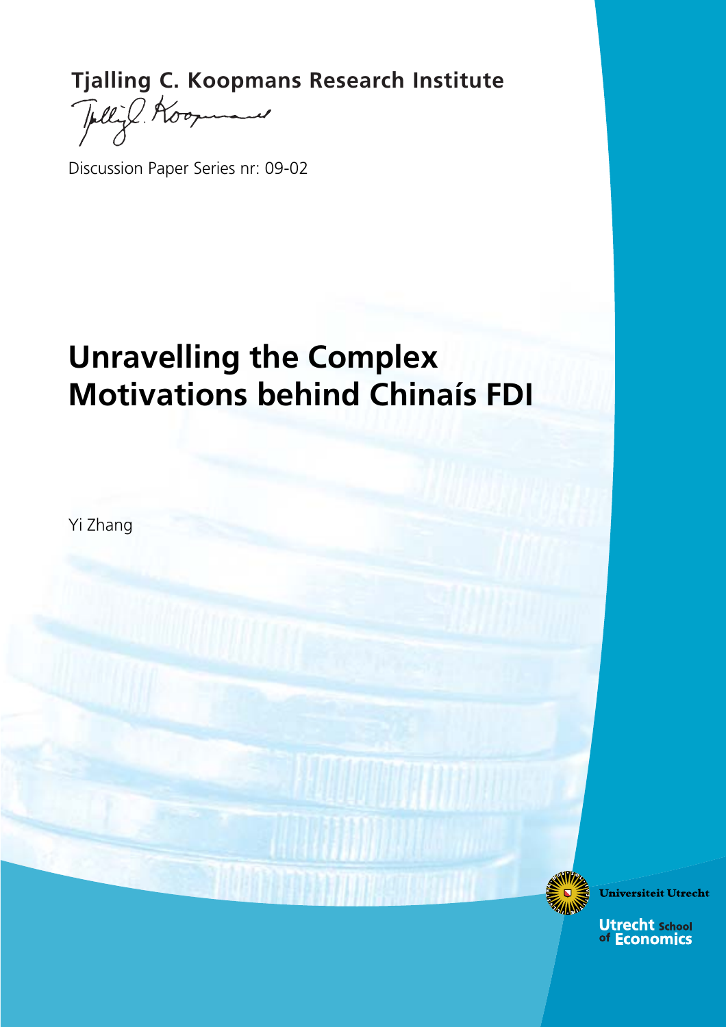**Tjalling C. Koopmans Research Institute**

Discussion Paper Series nr: 09-02

# Unravelling the Complex Motivations behind Chinaís FDI

Yi Zhang

Universiteit Utrecht

Utrecht School of Economics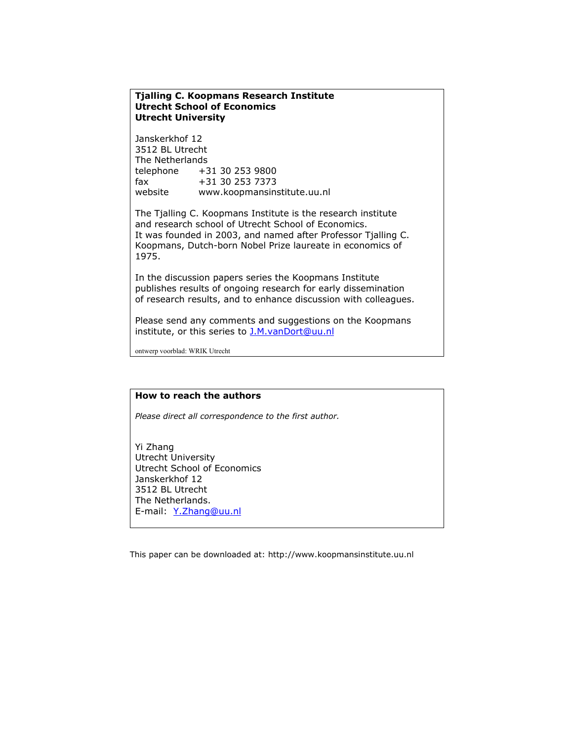**Tjalling C. Koopmans Research Institute**
**Utrecht School of Economics**
**Utrecht University**

Janskerkhof 12
3512 BL Utrecht
The Netherlands
telephone +31 30 253 9800
fax +31 30 253 7373
website www.koopmansinstitute.uu.nl

The Tjalling C. Koopmans Institute is the research institute and research school of Utrecht School of Economics.
It was founded in 2003, and named after Professor Tjalling C. Koopmans, Dutch-born Nobel Prize laureate in economics of 1975.

In the discussion papers series the Koopmans Institute publishes results of ongoing research for early dissemination of research results, and to enhance discussion with colleagues.

Please send any comments and suggestions on the Koopmans institute, or this series to J.M.vanDort@uu.nl

ontwerp voorblad: WRIK Utrecht

**How to reach the authors**

*Please direct all correspondence to the first author.*

Yi Zhang
Utrecht University
Utrecht School of Economics
Janskerkhof 12
3512 BL Utrecht
The Netherlands.
E-mail: Y.Zhang@uu.nl

This paper can be downloaded at: http://www.koopmansinstitute.uu.nl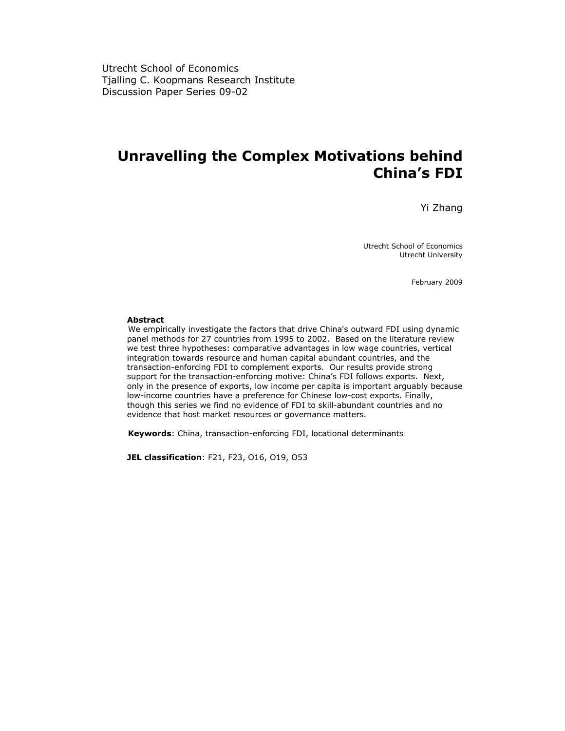Utrecht School of Economics
Tjalling C. Koopmans Research Institute
Discussion Paper Series 09-02

# Unravelling the Complex Motivations behind China's FDI

Yi Zhang

Utrecht School of Economics
Utrecht University

February 2009

**Abstract**

We empirically investigate the factors that drive China's outward FDI using dynamic panel methods for 27 countries from 1995 to 2002. Based on the literature review we test three hypotheses: comparative advantages in low wage countries, vertical integration towards resource and human capital abundant countries, and the transaction-enforcing FDI to complement exports. Our results provide strong support for the transaction-enforcing motive: China's FDI follows exports. Next, only in the presence of exports, low income per capita is important arguably because low-income countries have a preference for Chinese low-cost exports. Finally, though this series we find no evidence of FDI to skill-abundant countries and no evidence that host market resources or governance matters.

**Keywords**: China, transaction-enforcing FDI, locational determinants

**JEL classification**: F21, F23, O16, O19, O53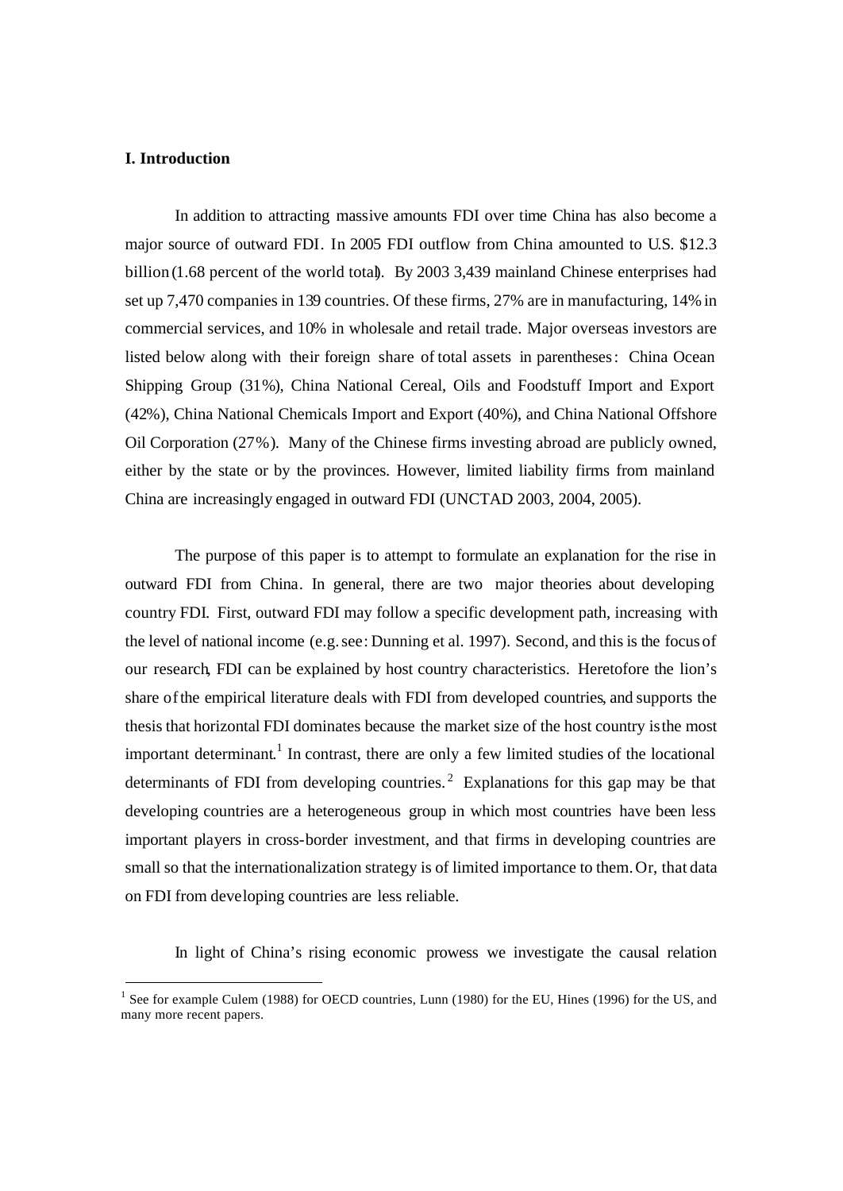## I. Introduction

In addition to attracting massive amounts FDI over time China has also become a major source of outward FDI. In 2005 FDI outflow from China amounted to U.S. $12.3 billion (1.68 percent of the world total). By 2003 3,439 mainland Chinese enterprises had set up 7,470 companies in 139 countries. Of these firms, 27% are in manufacturing, 14% in commercial services, and 10% in wholesale and retail trade. Major overseas investors are listed below along with their foreign share of total assets in parentheses: China Ocean Shipping Group (31%), China National Cereal, Oils and Foodstuff Import and Export (42%), China National Chemicals Import and Export (40%), and China National Offshore Oil Corporation (27%). Many of the Chinese firms investing abroad are publicly owned, either by the state or by the provinces. However, limited liability firms from mainland China are increasingly engaged in outward FDI (UNCTAD 2003, 2004, 2005).

The purpose of this paper is to attempt to formulate an explanation for the rise in outward FDI from China. In general, there are two major theories about developing country FDI. First, outward FDI may follow a specific development path, increasing with the level of national income (e.g. see: Dunning et al. 1997). Second, and this is the focus of our research, FDI can be explained by host country characteristics. Heretofore the lion's share of the empirical literature deals with FDI from developed countries, and supports the thesis that horizontal FDI dominates because the market size of the host country is the most important determinant.[1] In contrast, there are only a few limited studies of the locational determinants of FDI from developing countries.[2] Explanations for this gap may be that developing countries are a heterogeneous group in which most countries have been less important players in cross-border investment, and that firms in developing countries are small so that the internationalization strategy is of limited importance to them. Or, that data on FDI from developing countries are less reliable.

In light of China's rising economic prowess we investigate the causal relation

[1] See for example Culem (1988) for OECD countries, Lunn (1980) for the EU, Hines (1996) for the US, and many more recent papers.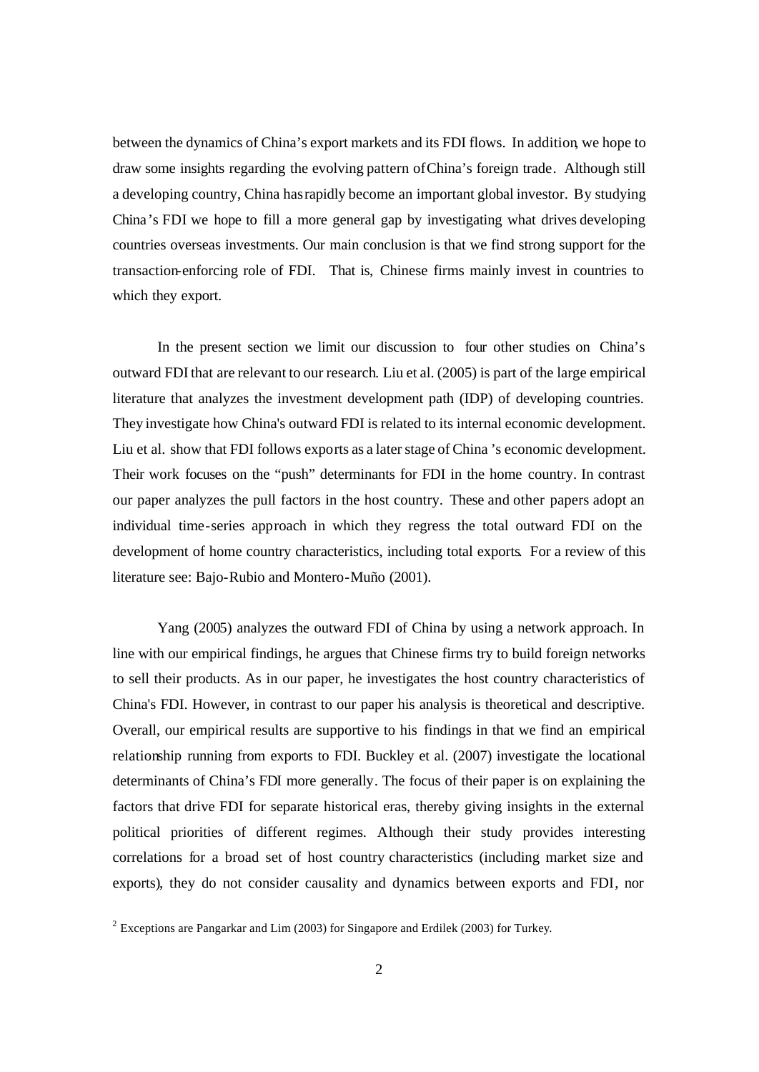between the dynamics of China's export markets and its FDI flows. In addition, we hope to draw some insights regarding the evolving pattern of China's foreign trade. Although still a developing country, China has rapidly become an important global investor. By studying China's FDI we hope to fill a more general gap by investigating what drives developing countries overseas investments. Our main conclusion is that we find strong support for the transaction-enforcing role of FDI. That is, Chinese firms mainly invest in countries to which they export.

In the present section we limit our discussion to four other studies on China's outward FDI that are relevant to our research. Liu et al. (2005) is part of the large empirical literature that analyzes the investment development path (IDP) of developing countries. They investigate how China's outward FDI is related to its internal economic development. Liu et al. show that FDI follows exports as a later stage of China's economic development. Their work focuses on the "push" determinants for FDI in the home country. In contrast our paper analyzes the pull factors in the host country. These and other papers adopt an individual time-series approach in which they regress the total outward FDI on the development of home country characteristics, including total exports. For a review of this literature see: Bajo-Rubio and Montero-Muño (2001).

Yang (2005) analyzes the outward FDI of China by using a network approach. In line with our empirical findings, he argues that Chinese firms try to build foreign networks to sell their products. As in our paper, he investigates the host country characteristics of China's FDI. However, in contrast to our paper his analysis is theoretical and descriptive. Overall, our empirical results are supportive to his findings in that we find an empirical relationship running from exports to FDI. Buckley et al. (2007) investigate the locational determinants of China's FDI more generally. The focus of their paper is on explaining the factors that drive FDI for separate historical eras, thereby giving insights in the external political priorities of different regimes. Although their study provides interesting correlations for a broad set of host country characteristics (including market size and exports), they do not consider causality and dynamics between exports and FDI, nor

[2] Exceptions are Pangarkar and Lim (2003) for Singapore and Erdilek (2003) for Turkey.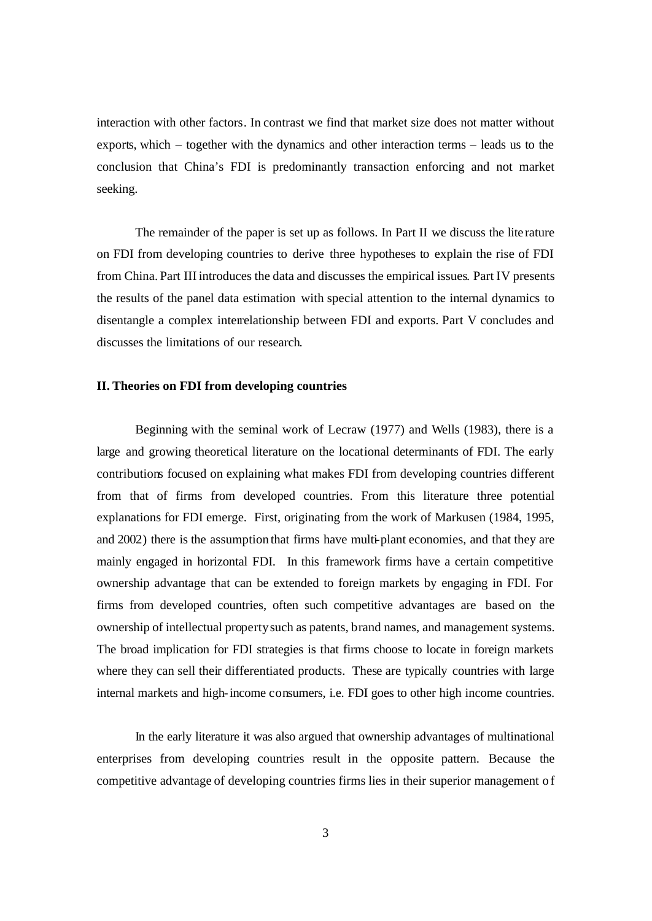interaction with other factors. In contrast we find that market size does not matter without exports, which – together with the dynamics and other interaction terms – leads us to the conclusion that China's FDI is predominantly transaction enforcing and not market seeking.

The remainder of the paper is set up as follows. In Part II we discuss the literature on FDI from developing countries to derive three hypotheses to explain the rise of FDI from China. Part III introduces the data and discusses the empirical issues. Part IV presents the results of the panel data estimation with special attention to the internal dynamics to disentangle a complex interrelationship between FDI and exports. Part V concludes and discusses the limitations of our research.

## II. Theories on FDI from developing countries

Beginning with the seminal work of Lecraw (1977) and Wells (1983), there is a large and growing theoretical literature on the locational determinants of FDI. The early contributions focused on explaining what makes FDI from developing countries different from that of firms from developed countries. From this literature three potential explanations for FDI emerge. First, originating from the work of Markusen (1984, 1995, and 2002) there is the assumption that firms have multi-plant economies, and that they are mainly engaged in horizontal FDI. In this framework firms have a certain competitive ownership advantage that can be extended to foreign markets by engaging in FDI. For firms from developed countries, often such competitive advantages are based on the ownership of intellectual property such as patents, brand names, and management systems. The broad implication for FDI strategies is that firms choose to locate in foreign markets where they can sell their differentiated products. These are typically countries with large internal markets and high-income consumers, i.e. FDI goes to other high income countries.

In the early literature it was also argued that ownership advantages of multinational enterprises from developing countries result in the opposite pattern. Because the competitive advantage of developing countries firms lies in their superior management of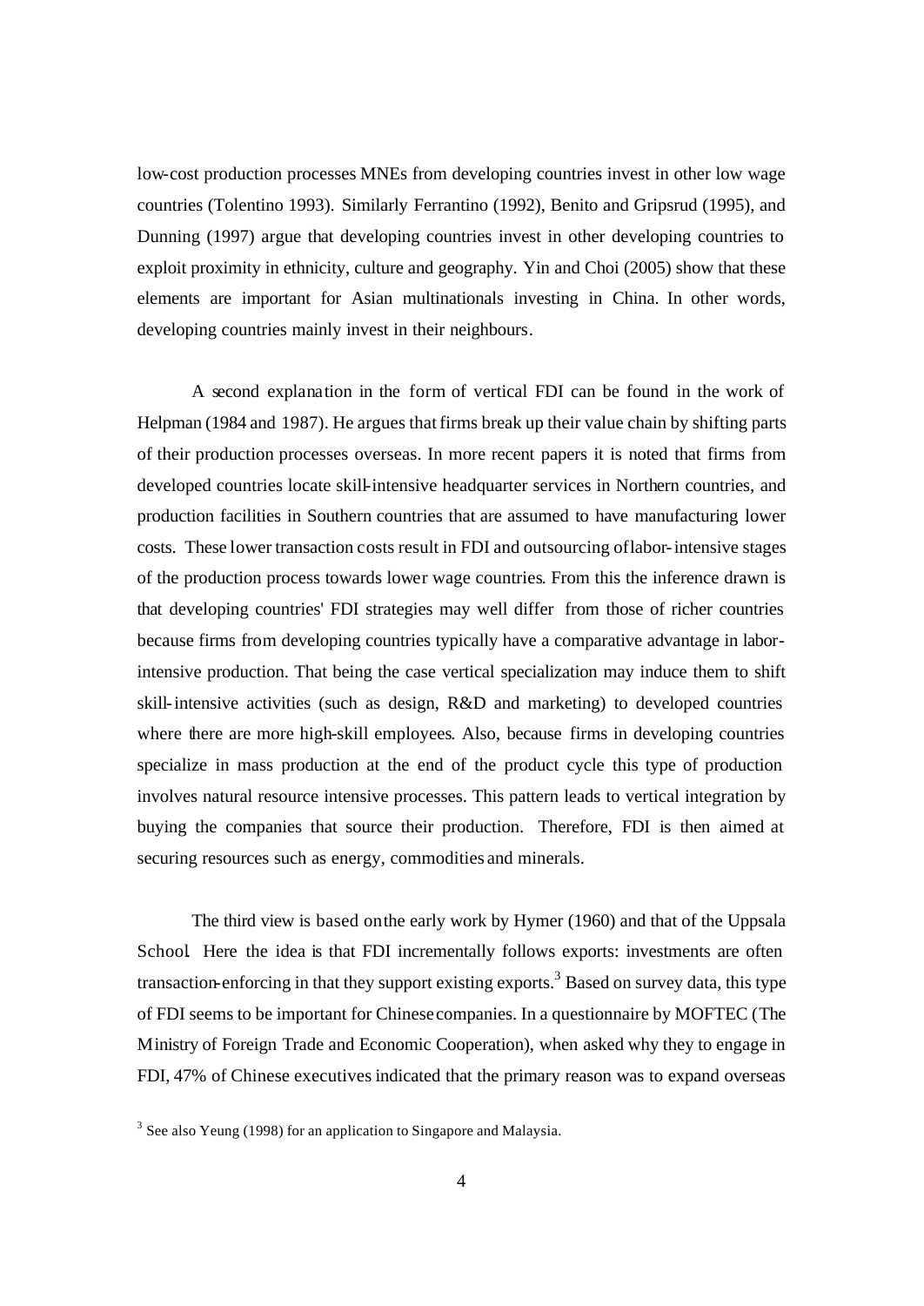low-cost production processes MNEs from developing countries invest in other low wage countries (Tolentino 1993). Similarly Ferrantino (1992), Benito and Gripsrud (1995), and Dunning (1997) argue that developing countries invest in other developing countries to exploit proximity in ethnicity, culture and geography. Yin and Choi (2005) show that these elements are important for Asian multinationals investing in China. In other words, developing countries mainly invest in their neighbours.

A second explanation in the form of vertical FDI can be found in the work of Helpman (1984 and 1987). He argues that firms break up their value chain by shifting parts of their production processes overseas. In more recent papers it is noted that firms from developed countries locate skill-intensive headquarter services in Northern countries, and production facilities in Southern countries that are assumed to have manufacturing lower costs. These lower transaction costs result in FDI and outsourcing of labor-intensive stages of the production process towards lower wage countries. From this the inference drawn is that developing countries' FDI strategies may well differ from those of richer countries because firms from developing countries typically have a comparative advantage in labor-intensive production. That being the case vertical specialization may induce them to shift skill-intensive activities (such as design, R&D and marketing) to developed countries where there are more high-skill employees. Also, because firms in developing countries specialize in mass production at the end of the product cycle this type of production involves natural resource intensive processes. This pattern leads to vertical integration by buying the companies that source their production. Therefore, FDI is then aimed at securing resources such as energy, commodities and minerals.

The third view is based on the early work by Hymer (1960) and that of the Uppsala School. Here the idea is that FDI incrementally follows exports: investments are often transaction-enforcing in that they support existing exports.[3] Based on survey data, this type of FDI seems to be important for Chinese companies. In a questionnaire by MOFTEC (The Ministry of Foreign Trade and Economic Cooperation), when asked why they to engage in FDI, 47% of Chinese executives indicated that the primary reason was to expand overseas

[3] See also Yeung (1998) for an application to Singapore and Malaysia.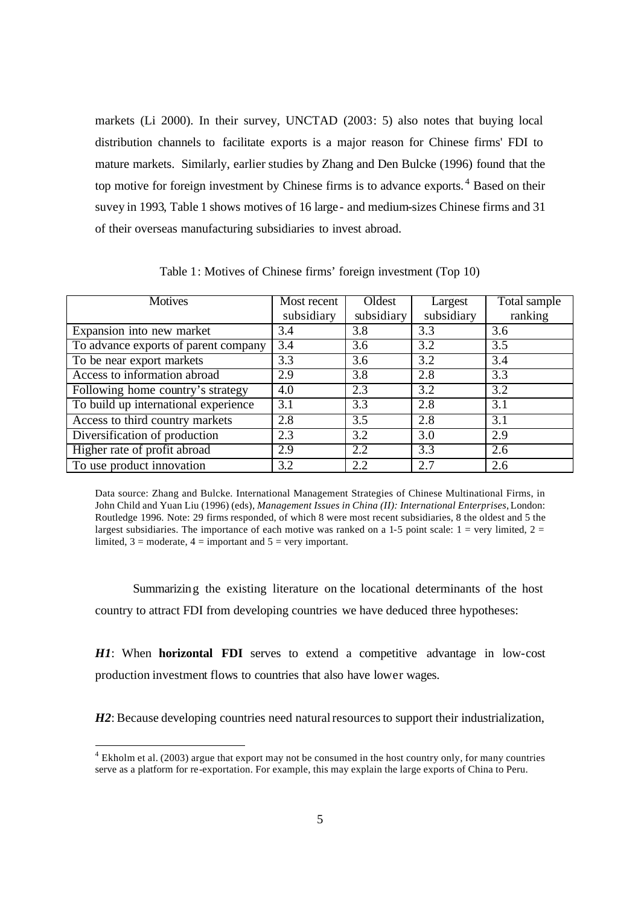markets (Li 2000). In their survey, UNCTAD (2003: 5) also notes that buying local distribution channels to facilitate exports is a major reason for Chinese firms' FDI to mature markets. Similarly, earlier studies by Zhang and Den Bulcke (1996) found that the top motive for foreign investment by Chinese firms is to advance exports.[4] Based on their suvey in 1993, Table 1 shows motives of 16 large- and medium-sizes Chinese firms and 31 of their overseas manufacturing subsidiaries to invest abroad.

Table 1: Motives of Chinese firms' foreign investment (Top 10)

| Motives | Most recent subsidiary | Oldest subsidiary | Largest subsidiary | Total sample ranking |
|---|---|---|---|---|
| Expansion into new market | 3.4 | 3.8 | 3.3 | 3.6 |
| To advance exports of parent company | 3.4 | 3.6 | 3.2 | 3.5 |
| To be near export markets | 3.3 | 3.6 | 3.2 | 3.4 |
| Access to information abroad | 2.9 | 3.8 | 2.8 | 3.3 |
| Following home country's strategy | 4.0 | 2.3 | 3.2 | 3.2 |
| To build up international experience | 3.1 | 3.3 | 2.8 | 3.1 |
| Access to third country markets | 2.8 | 3.5 | 2.8 | 3.1 |
| Diversification of production | 2.3 | 3.2 | 3.0 | 2.9 |
| Higher rate of profit abroad | 2.9 | 2.2 | 3.3 | 2.6 |
| To use product innovation | 3.2 | 2.2 | 2.7 | 2.6 |

Data source: Zhang and Bulcke. International Management Strategies of Chinese Multinational Firms, in John Child and Yuan Liu (1996) (eds), *Management Issues in China (II): International Enterprises*, London: Routledge 1996. Note: 29 firms responded, of which 8 were most recent subsidiaries, 8 the oldest and 5 the largest subsidiaries. The importance of each motive was ranked on a 1-5 point scale: 1 = very limited, 2 = limited, 3 = moderate, 4 = important and 5 = very important.

Summarizing the existing literature on the locational determinants of the host country to attract FDI from developing countries we have deduced three hypotheses:

***H1***: When **horizontal FDI** serves to extend a competitive advantage in low-cost production investment flows to countries that also have lower wages.

***H2***: Because developing countries need natural resources to support their industrialization,

[4] Ekholm et al. (2003) argue that export may not be consumed in the host country only, for many countries serve as a platform for re-exportation. For example, this may explain the large exports of China to Peru.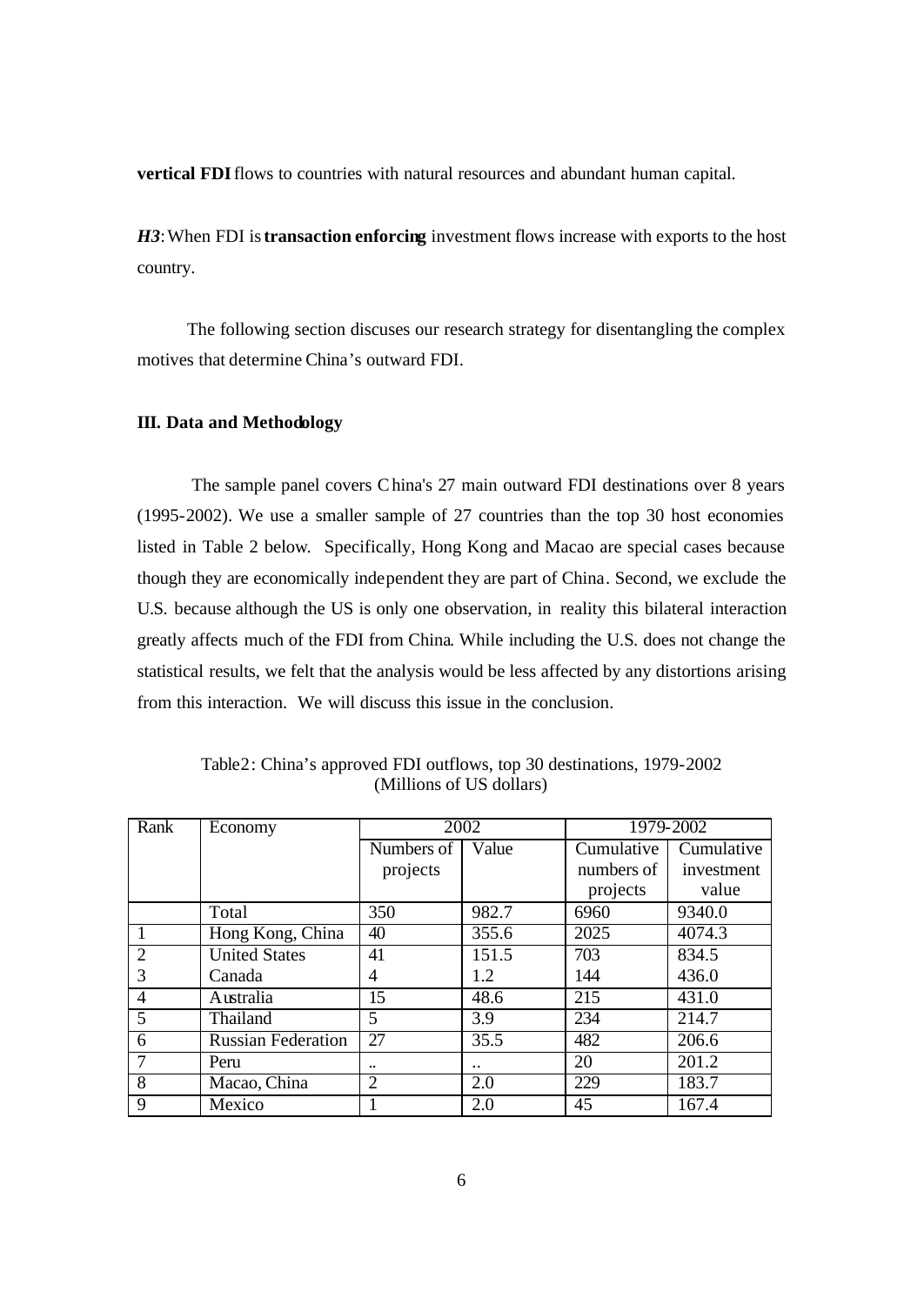**vertical FDI** flows to countries with natural resources and abundant human capital.

***H3***: When FDI is **transaction enforcing** investment flows increase with exports to the host country.

The following section discuses our research strategy for disentangling the complex motives that determine China's outward FDI.

### III. Data and Methodology

The sample panel covers China's 27 main outward FDI destinations over 8 years (1995-2002). We use a smaller sample of 27 countries than the top 30 host economies listed in Table 2 below. Specifically, Hong Kong and Macao are special cases because though they are economically independent they are part of China. Second, we exclude the U.S. because although the US is only one observation, in reality this bilateral interaction greatly affects much of the FDI from China. While including the U.S. does not change the statistical results, we felt that the analysis would be less affected by any distortions arising from this interaction. We will discuss this issue in the conclusion.

Table2: China's approved FDI outflows, top 30 destinations, 1979-2002
(Millions of US dollars)

| Rank | Economy | 2002 | | 1979-2002 | |
|---|---|---|---|---|---|
| | | Numbers of projects | Value | Cumulative numbers of projects | Cumulative investment value |
| | Total | 350 | 982.7 | 6960 | 9340.0 |
| 1 | Hong Kong, China | 40 | 355.6 | 2025 | 4074.3 |
| 2 | United States | 41 | 151.5 | 703 | 834.5 |
| 3 | Canada | 4 | 1.2 | 144 | 436.0 |
| 4 | Australia | 15 | 48.6 | 215 | 431.0 |
| 5 | Thailand | 5 | 3.9 | 234 | 214.7 |
| 6 | Russian Federation | 27 | 35.5 | 482 | 206.6 |
| 7 | Peru | .. | .. | 20 | 201.2 |
| 8 | Macao, China | 2 | 2.0 | 229 | 183.7 |
| 9 | Mexico | 1 | 2.0 | 45 | 167.4 |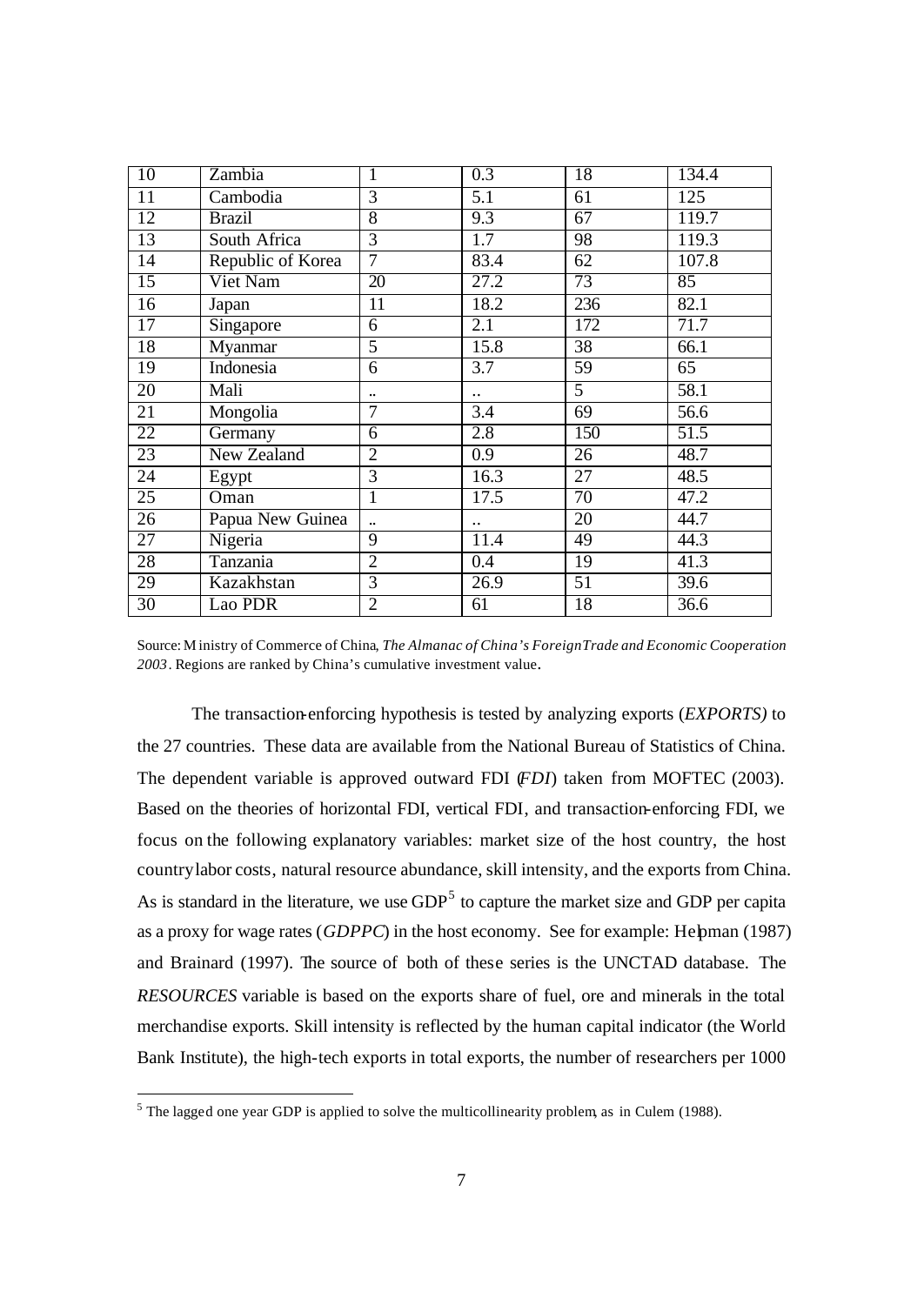| 10 | Zambia | 1 | 0.3 | 18 | 134.4 |
|---|---|---|---|---|---|
| 11 | Cambodia | 3 | 5.1 | 61 | 125 |
| 12 | Brazil | 8 | 9.3 | 67 | 119.7 |
| 13 | South Africa | 3 | 1.7 | 98 | 119.3 |
| 14 | Republic of Korea | 7 | 83.4 | 62 | 107.8 |
| 15 | Viet Nam | 20 | 27.2 | 73 | 85 |
| 16 | Japan | 11 | 18.2 | 236 | 82.1 |
| 17 | Singapore | 6 | 2.1 | 172 | 71.7 |
| 18 | Myanmar | 5 | 15.8 | 38 | 66.1 |
| 19 | Indonesia | 6 | 3.7 | 59 | 65 |
| 20 | Mali | .. | .. | 5 | 58.1 |
| 21 | Mongolia | 7 | 3.4 | 69 | 56.6 |
| 22 | Germany | 6 | 2.8 | 150 | 51.5 |
| 23 | New Zealand | 2 | 0.9 | 26 | 48.7 |
| 24 | Egypt | 3 | 16.3 | 27 | 48.5 |
| 25 | Oman | 1 | 17.5 | 70 | 47.2 |
| 26 | Papua New Guinea | .. | .. | 20 | 44.7 |
| 27 | Nigeria | 9 | 11.4 | 49 | 44.3 |
| 28 | Tanzania | 2 | 0.4 | 19 | 41.3 |
| 29 | Kazakhstan | 3 | 26.9 | 51 | 39.6 |
| 30 | Lao PDR | 2 | 61 | 18 | 36.6 |

Source: Ministry of Commerce of China, *The Almanac of China's Foreign Trade and Economic Cooperation 2003*. Regions are ranked by China's cumulative investment value.

The transaction-enforcing hypothesis is tested by analyzing exports (*EXPORTS)* to the 27 countries. These data are available from the National Bureau of Statistics of China. The dependent variable is approved outward FDI (*FDI*) taken from MOFTEC (2003). Based on the theories of horizontal FDI, vertical FDI, and transaction-enforcing FDI, we focus on the following explanatory variables: market size of the host country, the host country labor costs, natural resource abundance, skill intensity, and the exports from China. As is standard in the literature, we use GDP[5] to capture the market size and GDP per capita as a proxy for wage rates (*GDPPC*) in the host economy. See for example: Helpman (1987) and Brainard (1997). The source of both of these series is the UNCTAD database. The *RESOURCES* variable is based on the exports share of fuel, ore and minerals in the total merchandise exports. Skill intensity is reflected by the human capital indicator (the World Bank Institute), the high-tech exports in total exports, the number of researchers per 1000

[5] The lagged one year GDP is applied to solve the multicollinearity problem, as in Culem (1988).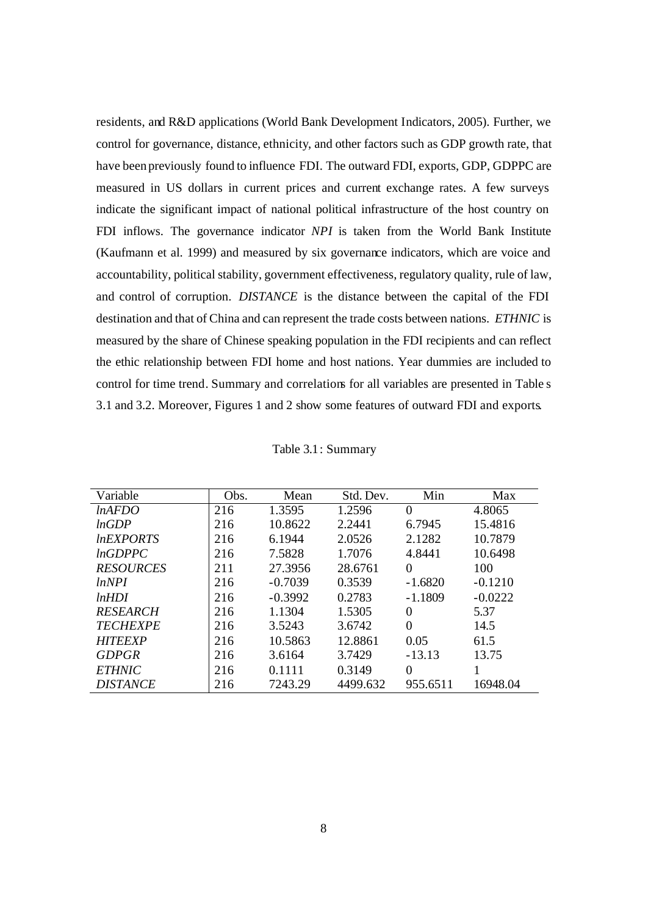residents, and R&D applications (World Bank Development Indicators, 2005). Further, we control for governance, distance, ethnicity, and other factors such as GDP growth rate, that have been previously found to influence FDI. The outward FDI, exports, GDP, GDPPC are measured in US dollars in current prices and current exchange rates. A few surveys indicate the significant impact of national political infrastructure of the host country on FDI inflows. The governance indicator *NPI* is taken from the World Bank Institute (Kaufmann et al. 1999) and measured by six governance indicators, which are voice and accountability, political stability, government effectiveness, regulatory quality, rule of law, and control of corruption. *DISTANCE* is the distance between the capital of the FDI destination and that of China and can represent the trade costs between nations. *ETHNIC* is measured by the share of Chinese speaking population in the FDI recipients and can reflect the ethic relationship between FDI home and host nations. Year dummies are included to control for time trend. Summary and correlations for all variables are presented in Table s 3.1 and 3.2. Moreover, Figures 1 and 2 show some features of outward FDI and exports.

Table 3.1: Summary

| Variable | Obs. | Mean | Std. Dev. | Min | Max |
|---|---|---|---|---|---|
| *lnAFDO* | 216 | 1.3595 | 1.2596 | 0 | 4.8065 |
| *lnGDP* | 216 | 10.8622 | 2.2441 | 6.7945 | 15.4816 |
| *lnEXPORTS* | 216 | 6.1944 | 2.0526 | 2.1282 | 10.7879 |
| *lnGDPPC* | 216 | 7.5828 | 1.7076 | 4.8441 | 10.6498 |
| *RESOURCES* | 211 | 27.3956 | 28.6761 | 0 | 100 |
| *lnNPI* | 216 | -0.7039 | 0.3539 | -1.6820 | -0.1210 |
| *lnHDI* | 216 | -0.3992 | 0.2783 | -1.1809 | -0.0222 |
| *RESEARCH* | 216 | 1.1304 | 1.5305 | 0 | 5.37 |
| *TECHEXPE* | 216 | 3.5243 | 3.6742 | 0 | 14.5 |
| *HITEEXP* | 216 | 10.5863 | 12.8861 | 0.05 | 61.5 |
| *GDPGR* | 216 | 3.6164 | 3.7429 | -13.13 | 13.75 |
| *ETHNIC* | 216 | 0.1111 | 0.3149 | 0 | 1 |
| *DISTANCE* | 216 | 7243.29 | 4499.632 | 955.6511 | 16948.04 |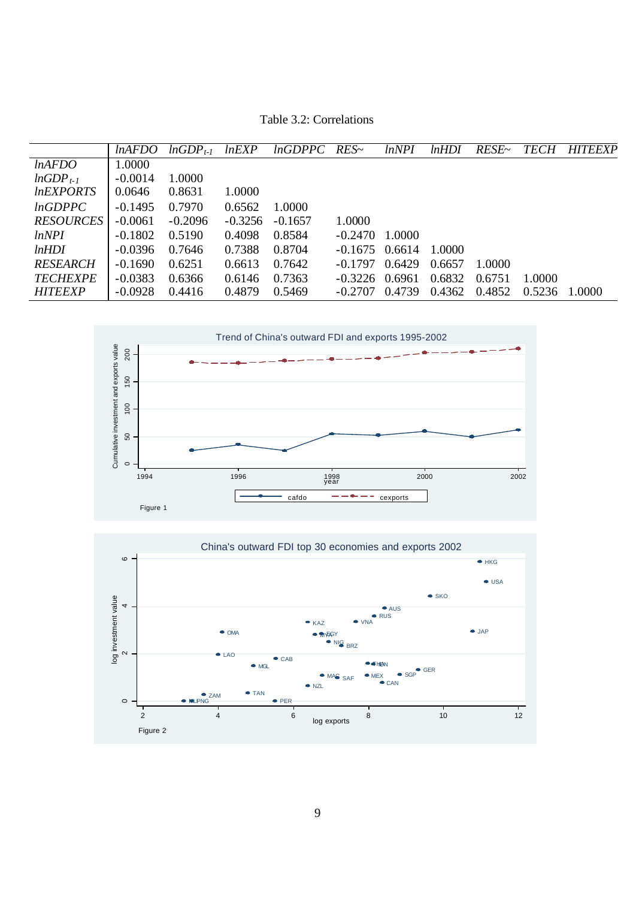Table 3.2: Correlations

| | *lnAFDO* | $lnGDP_{t-1}$ | *lnEXP* | *lnGDPPC* | *RES~* | *lnNPI* | *lnHDI* | *RESE~* | *TECH* | *HITEEXP* |
|---|---|---|---|---|---|---|---|---|---|---|
| *lnAFDO* | 1.0000 | | | | | | | | | |
| $lnGDP_{t-1}$ | -0.0014 | 1.0000 | | | | | | | | |
| *lnEXPORTS* | 0.0646 | 0.8631 | 1.0000 | | | | | | | |
| *lnGDPPC* | -0.1495 | 0.7970 | 0.6562 | 1.0000 | | | | | | |
| *RESOURCES* | -0.0061 | -0.2096 | -0.3256 | -0.1657 | 1.0000 | | | | | |
| *lnNPI* | -0.1802 | 0.5190 | 0.4098 | 0.8584 | -0.2470 | 1.0000 | | | | |
| *lnHDI* | -0.0396 | 0.7646 | 0.7388 | 0.8704 | -0.1675 | 0.6614 | 1.0000 | | | |
| *RESEARCH* | -0.1690 | 0.6251 | 0.6613 | 0.7642 | -0.1797 | 0.6429 | 0.6657 | 1.0000 | | |
| *TECHEXPE* | -0.0383 | 0.6366 | 0.6146 | 0.7363 | -0.3226 | 0.6961 | 0.6832 | 0.6751 | 1.0000 | |
| *HITEEXP* | -0.0928 | 0.4416 | 0.4879 | 0.5469 | -0.2707 | 0.4739 | 0.4362 | 0.4852 | 0.5236 | 1.0000 |

Figure 1

Figure 2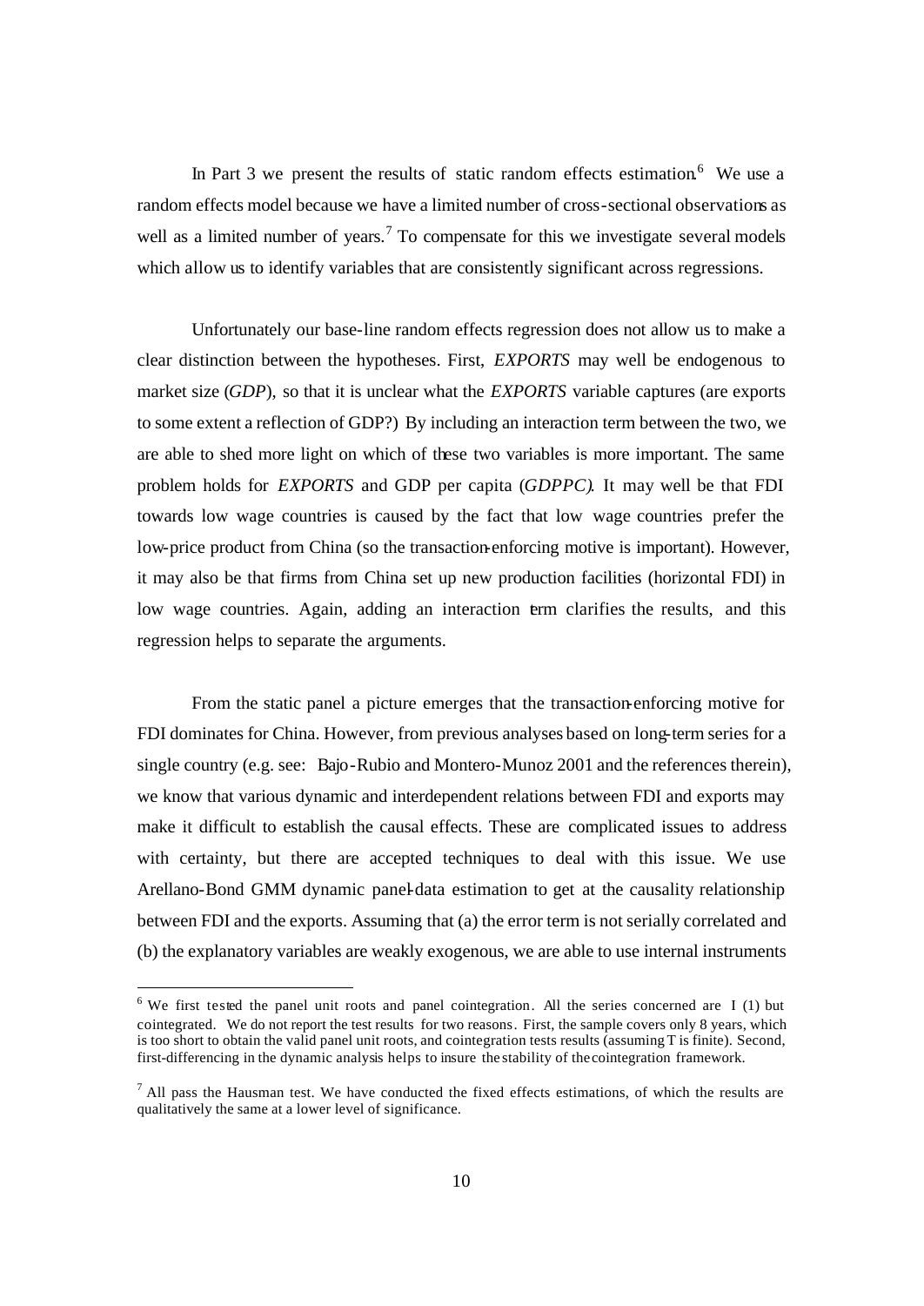In Part 3 we present the results of static random effects estimation.[6] We use a random effects model because we have a limited number of cross-sectional observations as well as a limited number of years.[7] To compensate for this we investigate several models which allow us to identify variables that are consistently significant across regressions.

Unfortunately our base-line random effects regression does not allow us to make a clear distinction between the hypotheses. First, *EXPORTS* may well be endogenous to market size (*GDP*), so that it is unclear what the *EXPORTS* variable captures (are exports to some extent a reflection of GDP?) By including an interaction term between the two, we are able to shed more light on which of these two variables is more important. The same problem holds for *EXPORTS* and GDP per capita (*GDPPC*). It may well be that FDI towards low wage countries is caused by the fact that low wage countries prefer the low-price product from China (so the transaction-enforcing motive is important). However, it may also be that firms from China set up new production facilities (horizontal FDI) in low wage countries. Again, adding an interaction term clarifies the results, and this regression helps to separate the arguments.

From the static panel a picture emerges that the transaction-enforcing motive for FDI dominates for China. However, from previous analyses based on long-term series for a single country (e.g. see: Bajo-Rubio and Montero-Munoz 2001 and the references therein), we know that various dynamic and interdependent relations between FDI and exports may make it difficult to establish the causal effects. These are complicated issues to address with certainty, but there are accepted techniques to deal with this issue. We use Arellano-Bond GMM dynamic panel-data estimation to get at the causality relationship between FDI and the exports. Assuming that (a) the error term is not serially correlated and (b) the explanatory variables are weakly exogenous, we are able to use internal instruments

---

[6] We first tested the panel unit roots and panel cointegration. All the series concerned are I (1) but cointegrated. We do not report the test results for two reasons. First, the sample covers only 8 years, which is too short to obtain the valid panel unit roots, and cointegration tests results (assuming T is finite). Second, first-differencing in the dynamic analysis helps to insure the stability of the cointegration framework.

[7] All pass the Hausman test. We have conducted the fixed effects estimations, of which the results are qualitatively the same at a lower level of significance.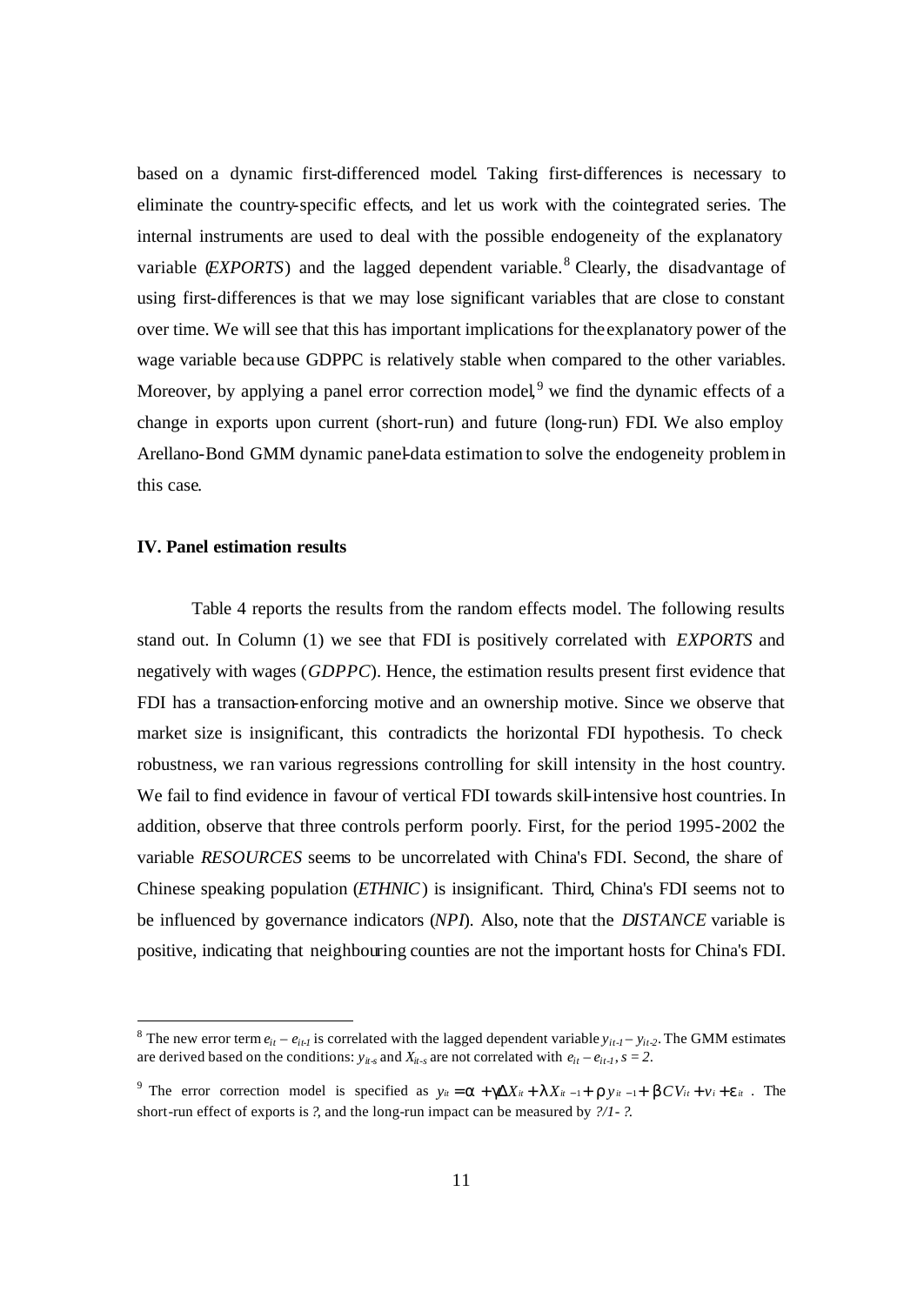based on a dynamic first-differenced model. Taking first-differences is necessary to eliminate the country-specific effects, and let us work with the cointegrated series. The internal instruments are used to deal with the possible endogeneity of the explanatory variable (*EXPORTS*) and the lagged dependent variable.[8] Clearly, the disadvantage of using first-differences is that we may lose significant variables that are close to constant over time. We will see that this has important implications for the explanatory power of the wage variable because GDPPC is relatively stable when compared to the other variables. Moreover, by applying a panel error correction model,[9] we find the dynamic effects of a change in exports upon current (short-run) and future (long-run) FDI. We also employ Arellano-Bond GMM dynamic panel-data estimation to solve the endogeneity problem in this case.

**IV. Panel estimation results**

Table 4 reports the results from the random effects model. The following results stand out. In Column (1) we see that FDI is positively correlated with *EXPORTS* and negatively with wages (*GDPPC*). Hence, the estimation results present first evidence that FDI has a transaction-enforcing motive and an ownership motive. Since we observe that market size is insignificant, this contradicts the horizontal FDI hypothesis. To check robustness, we ran various regressions controlling for skill intensity in the host country. We fail to find evidence in favour of vertical FDI towards skill-intensive host countries. In addition, observe that three controls perform poorly. First, for the period 1995-2002 the variable *RESOURCES* seems to be uncorrelated with China's FDI. Second, the share of Chinese speaking population (*ETHNIC*) is insignificant. Third, China's FDI seems not to be influenced by governance indicators (*NPI*). Also, note that the *DISTANCE* variable is positive, indicating that neighbouring counties are not the important hosts for China's FDI.

---

[8] The new error term $e_{it} - e_{it-1}$ is correlated with the lagged dependent variable $y_{it-1} - y_{it-2}$. The GMM estimates are derived based on the conditions: $y_{it-s}$ and $X_{it-s}$ are not correlated with $e_{it} - e_{it-1}$, $s = 2$.

[9] The error correction model is specified as $y_{it} = \alpha + \gamma \Delta X_{it} + \lambda X_{it-1} + \rho y_{it-1} + \beta CV_{it} + v_i + \varepsilon_{it}$. The short-run effect of exports is ?, and the long-run impact can be measured by ?/1- ?.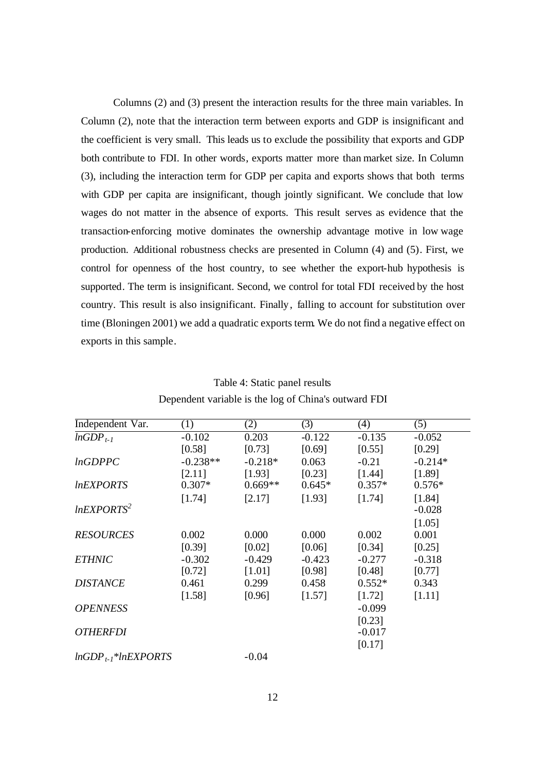Columns (2) and (3) present the interaction results for the three main variables. In Column (2), note that the interaction term between exports and GDP is insignificant and the coefficient is very small. This leads us to exclude the possibility that exports and GDP both contribute to FDI. In other words, exports matter more than market size. In Column (3), including the interaction term for GDP per capita and exports shows that both terms with GDP per capita are insignificant, though jointly significant. We conclude that low wages do not matter in the absence of exports. This result serves as evidence that the transaction-enforcing motive dominates the ownership advantage motive in low wage production. Additional robustness checks are presented in Column (4) and (5). First, we control for openness of the host country, to see whether the export-hub hypothesis is supported. The term is insignificant. Second, we control for total FDI received by the host country. This result is also insignificant. Finally, falling to account for substitution over time (Bloningen 2001) we add a quadratic exports term. We do not find a negative effect on exports in this sample.

Table 4: Static panel results
Dependent variable is the log of China's outward FDI

| Independent Var. | (1) | (2) | (3) | (4) | (5) |
|---|---|---|---|---|---|
| $lnGDP_{t-1}$ | -0.102 | 0.203 | -0.122 | -0.135 | -0.052 |
| | [0.58] | [0.73] | [0.69] | [0.55] | [0.29] |
| *lnGDPPC* | -0.238** | -0.218* | 0.063 | -0.21 | -0.214* |
| | [2.11] | [1.93] | [0.23] | [1.44] | [1.89] |
| *lnEXPORTS* | 0.307* | 0.669** | 0.645* | 0.357* | 0.576* |
| | [1.74] | [2.17] | [1.93] | [1.74] | [1.84] |
| $lnEXPORTS^2$ | | | | | -0.028 |
| | | | | | [1.05] |
| *RESOURCES* | 0.002 | 0.000 | 0.000 | 0.002 | 0.001 |
| | [0.39] | [0.02] | [0.06] | [0.34] | [0.25] |
| *ETHNIC* | -0.302 | -0.429 | -0.423 | -0.277 | -0.318 |
| | [0.72] | [1.01] | [0.98] | [0.48] | [0.77] |
| *DISTANCE* | 0.461 | 0.299 | 0.458 | 0.552* | 0.343 |
| | [1.58] | [0.96] | [1.57] | [1.72] | [1.11] |
| *OPENNESS* | | | | -0.099 | |
| | | | | [0.23] | |
| *OTHERFDI* | | | | -0.017 | |
| | | | | [0.17] | |
| $lnGDP_{t-1}*lnEXPORTS$ | | -0.04 | | | |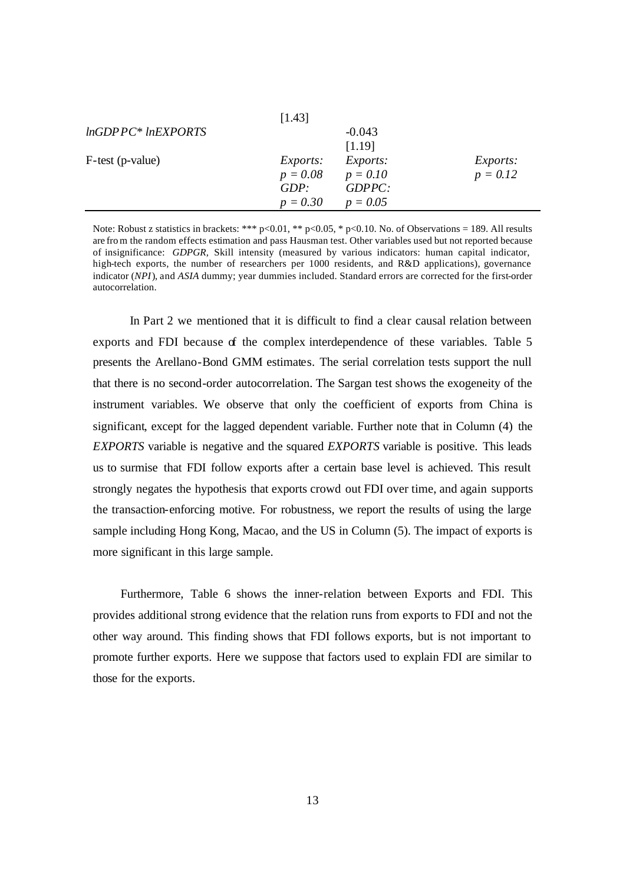| | | | |
|---|---|---|---|
| | [1.43] | | |
| *lnGDPPC\* lnEXPORTS* | | -0.043 | |
| | | [1.19] | |
| F-test (p-value) | *Exports:* | *Exports:* | *Exports:* |
| | $p = 0.08$ | $p = 0.10$ | $p = 0.12$ |
| | *GDP:* | *GDPPC:* | |
| | $p = 0.30$ | $p = 0.05$ | |

Note: Robust z statistics in brackets: *** p<0.01, ** p<0.05, * p<0.10. No. of Observations = 189. All results are from the random effects estimation and pass Hausman test. Other variables used but not reported because of insignificance: *GDPGR*, Skill intensity (measured by various indicators: human capital indicator, high-tech exports, the number of researchers per 1000 residents, and R&D applications), governance indicator (*NPI*), and *ASIA* dummy; year dummies included. Standard errors are corrected for the first-order autocorrelation.

In Part 2 we mentioned that it is difficult to find a clear causal relation between exports and FDI because of the complex interdependence of these variables. Table 5 presents the Arellano-Bond GMM estimates. The serial correlation tests support the null that there is no second-order autocorrelation. The Sargan test shows the exogeneity of the instrument variables. We observe that only the coefficient of exports from China is significant, except for the lagged dependent variable. Further note that in Column (4) the *EXPORTS* variable is negative and the squared *EXPORTS* variable is positive. This leads us to surmise that FDI follow exports after a certain base level is achieved. This result strongly negates the hypothesis that exports crowd out FDI over time, and again supports the transaction-enforcing motive. For robustness, we report the results of using the large sample including Hong Kong, Macao, and the US in Column (5). The impact of exports is more significant in this large sample.

Furthermore, Table 6 shows the inner-relation between Exports and FDI. This provides additional strong evidence that the relation runs from exports to FDI and not the other way around. This finding shows that FDI follows exports, but is not important to promote further exports. Here we suppose that factors used to explain FDI are similar to those for the exports.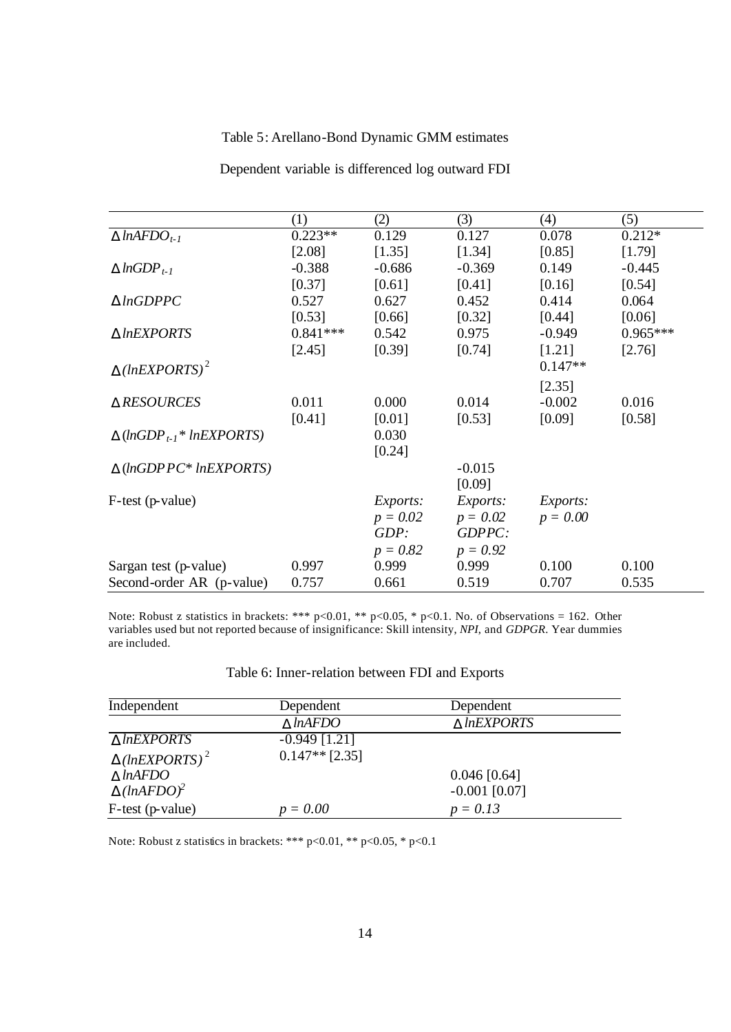Table 5: Arellano-Bond Dynamic GMM estimates

Dependent variable is differenced log outward FDI

| | (1) | (2) | (3) | (4) | (5) |
|---|---|---|---|---|---|
| $\Delta\, lnAFDO_{t-1}$ | 0.223** | 0.129 | 0.127 | 0.078 | 0.212* |
| | [2.08] | [1.35] | [1.34] | [0.85] | [1.79] |
| $\Delta\, lnGDP_{t-1}$ | -0.388 | -0.686 | -0.369 | 0.149 | -0.445 |
| | [0.37] | [0.61] | [0.41] | [0.16] | [0.54] |
| $\Delta\, lnGDPPC$ | 0.527 | 0.627 | 0.452 | 0.414 | 0.064 |
| | [0.53] | [0.66] | [0.32] | [0.44] | [0.06] |
| $\Delta\, lnEXPORTS$ | 0.841*** | 0.542 | 0.975 | -0.949 | 0.965*** |
| | [2.45] | [0.39] | [0.74] | [1.21] | [2.76] |
| $\Delta\, (lnEXPORTS)^2$ | | | | 0.147** | |
| | | | | [2.35] | |
| $\Delta\, RESOURCES$ | 0.011 | 0.000 | 0.014 | -0.002 | 0.016 |
| | [0.41] | [0.01] | [0.53] | [0.09] | [0.58] |
| $\Delta\, (lnGDP_{t-1} * lnEXPORTS)$ | | 0.030 | | | |
| | | [0.24] | | | |
| $\Delta\, (lnGDPPC * lnEXPORTS)$ | | | -0.015 | | |
| | | | [0.09] | | |
| F-test (p-value) | | *Exports:* | *Exports:* | *Exports:* | |
| | | $p = 0.02$ | $p = 0.02$ | $p = 0.00$ | |
| | | *GDP:* | *GDPPC:* | | |
| | | $p = 0.82$ | $p = 0.92$ | | |
| Sargan test (p-value) | 0.997 | 0.999 | 0.999 | 0.100 | 0.100 |
| Second-order AR (p-value) | 0.757 | 0.661 | 0.519 | 0.707 | 0.535 |

Note: Robust z statistics in brackets: *** p<0.01, ** p<0.05, * p<0.1. No. of Observations = 162. Other variables used but not reported because of insignificance: Skill intensity, *NPI*, and *GDPGR*. Year dummies are included.

Table 6: Inner-relation between FDI and Exports

| Independent | Dependent | Dependent |
|---|---|---|
| | $\Delta\, lnAFDO$ | $\Delta\, lnEXPORTS$ |
| $\Delta\, lnEXPORTS$ | -0.949 [1.21] | |
| $\Delta\, (lnEXPORTS)^2$ | 0.147** [2.35] | |
| $\Delta\, lnAFDO$ | | 0.046 [0.64] |
| $\Delta\, (lnAFDO)^2$ | | -0.001 [0.07] |
| F-test (p-value) | $p = 0.00$ | $p = 0.13$ |

Note: Robust z statistics in brackets: *** p<0.01, ** p<0.05, * p<0.1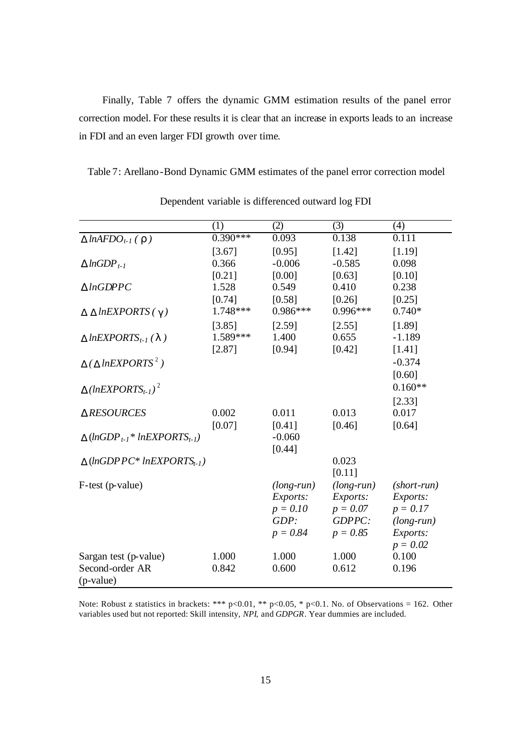Finally, Table 7 offers the dynamic GMM estimation results of the panel error correction model. For these results it is clear that an increase in exports leads to an increase in FDI and an even larger FDI growth over time.

Table 7: Arellano-Bond Dynamic GMM estimates of the panel error correction model

Dependent variable is differenced outward log FDI

| | (1) | (2) | (3) | (4) |
|---|---|---|---|---|
| $\Delta lnAFDO_{t-1}$ ($\rho$) | 0.390*** | 0.093 | 0.138 | 0.111 |
| | [3.67] | [0.95] | [1.42] | [1.19] |
| $\Delta lnGDP_{t-1}$ | 0.366 | -0.006 | -0.585 | 0.098 |
| | [0.21] | [0.00] | [0.63] | [0.10] |
| $\Delta lnGDPPC$ | 1.528 | 0.549 | 0.410 | 0.238 |
| | [0.74] | [0.58] | [0.26] | [0.25] |
| $\Delta\, \Delta lnEXPORTS$ ($\gamma$) | 1.748*** | 0.986*** | 0.996*** | 0.740* |
| | [3.85] | [2.59] | [2.55] | [1.89] |
| $\Delta lnEXPORTS_{t-1}$ ($\lambda$) | 1.589*** | 1.400 | 0.655 | -1.189 |
| | [2.87] | [0.94] | [0.42] | [1.41] |
| $\Delta(\Delta lnEXPORTS^2)$ | | | | -0.374 |
| | | | | [0.60] |
| $\Delta(lnEXPORTS_{t-1})^2$ | | | | 0.160** |
| | | | | [2.33] |
| $\Delta RESOURCES$ | 0.002 | 0.011 | 0.013 | 0.017 |
| | [0.07] | [0.41] | [0.46] | [0.64] |
| $\Delta(lnGDP_{t-1} * lnEXPORTS_{t-1})$ | | -0.060 | | |
| | | [0.44] | | |
| $\Delta(lnGDPPC * lnEXPORTS_{t-1})$ | | | 0.023 | |
| | | | [0.11] | |
| F-test (p-value) | | *(long-run)* *Exports:* $p = 0.10$ *GDP:* $p = 0.84$ | *(long-run)* *Exports:* $p = 0.07$ *GDPPC:* $p = 0.85$ | *(short-run)* *Exports:* $p = 0.17$ *(long-run)* *Exports:* $p = 0.02$ |
| Sargan test (p-value) | 1.000 | 1.000 | 1.000 | 0.100 |
| Second-order AR (p-value) | 0.842 | 0.600 | 0.612 | 0.196 |

Note: Robust z statistics in brackets: *** p<0.01, ** p<0.05, * p<0.1. No. of Observations = 162. Other variables used but not reported: Skill intensity, *NPI*, and *GDPGR*. Year dummies are included.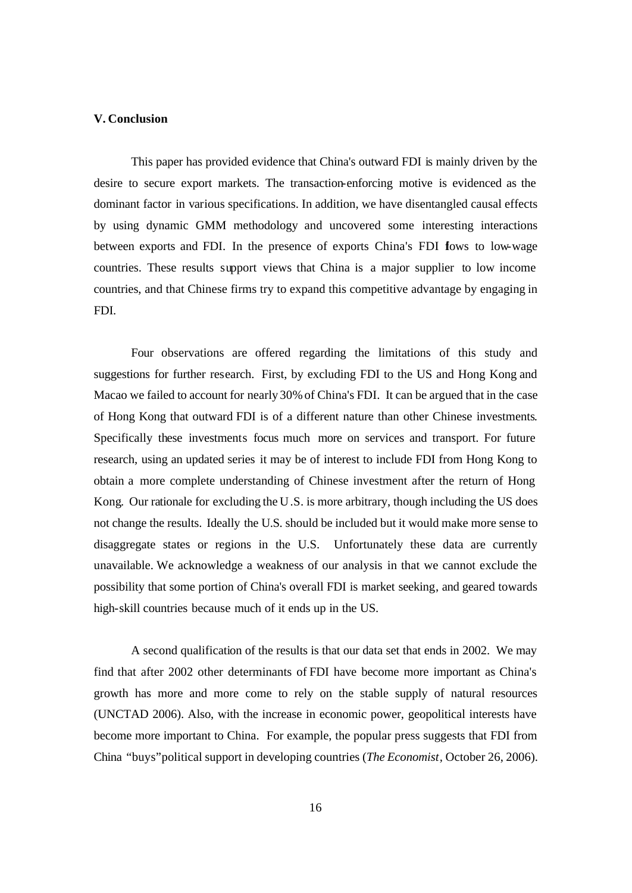## V. Conclusion

This paper has provided evidence that China's outward FDI is mainly driven by the desire to secure export markets. The transaction-enforcing motive is evidenced as the dominant factor in various specifications. In addition, we have disentangled causal effects by using dynamic GMM methodology and uncovered some interesting interactions between exports and FDI. In the presence of exports China's FDI flows to low-wage countries. These results support views that China is a major supplier to low income countries, and that Chinese firms try to expand this competitive advantage by engaging in FDI.

Four observations are offered regarding the limitations of this study and suggestions for further research. First, by excluding FDI to the US and Hong Kong and Macao we failed to account for nearly 30% of China's FDI. It can be argued that in the case of Hong Kong that outward FDI is of a different nature than other Chinese investments. Specifically these investments focus much more on services and transport. For future research, using an updated series it may be of interest to include FDI from Hong Kong to obtain a more complete understanding of Chinese investment after the return of Hong Kong. Our rationale for excluding the U.S. is more arbitrary, though including the US does not change the results. Ideally the U.S. should be included but it would make more sense to disaggregate states or regions in the U.S. Unfortunately these data are currently unavailable. We acknowledge a weakness of our analysis in that we cannot exclude the possibility that some portion of China's overall FDI is market seeking, and geared towards high-skill countries because much of it ends up in the US.

A second qualification of the results is that our data set that ends in 2002. We may find that after 2002 other determinants of FDI have become more important as China's growth has more and more come to rely on the stable supply of natural resources (UNCTAD 2006). Also, with the increase in economic power, geopolitical interests have become more important to China. For example, the popular press suggests that FDI from China "buys" political support in developing countries (*The Economist*, October 26, 2006).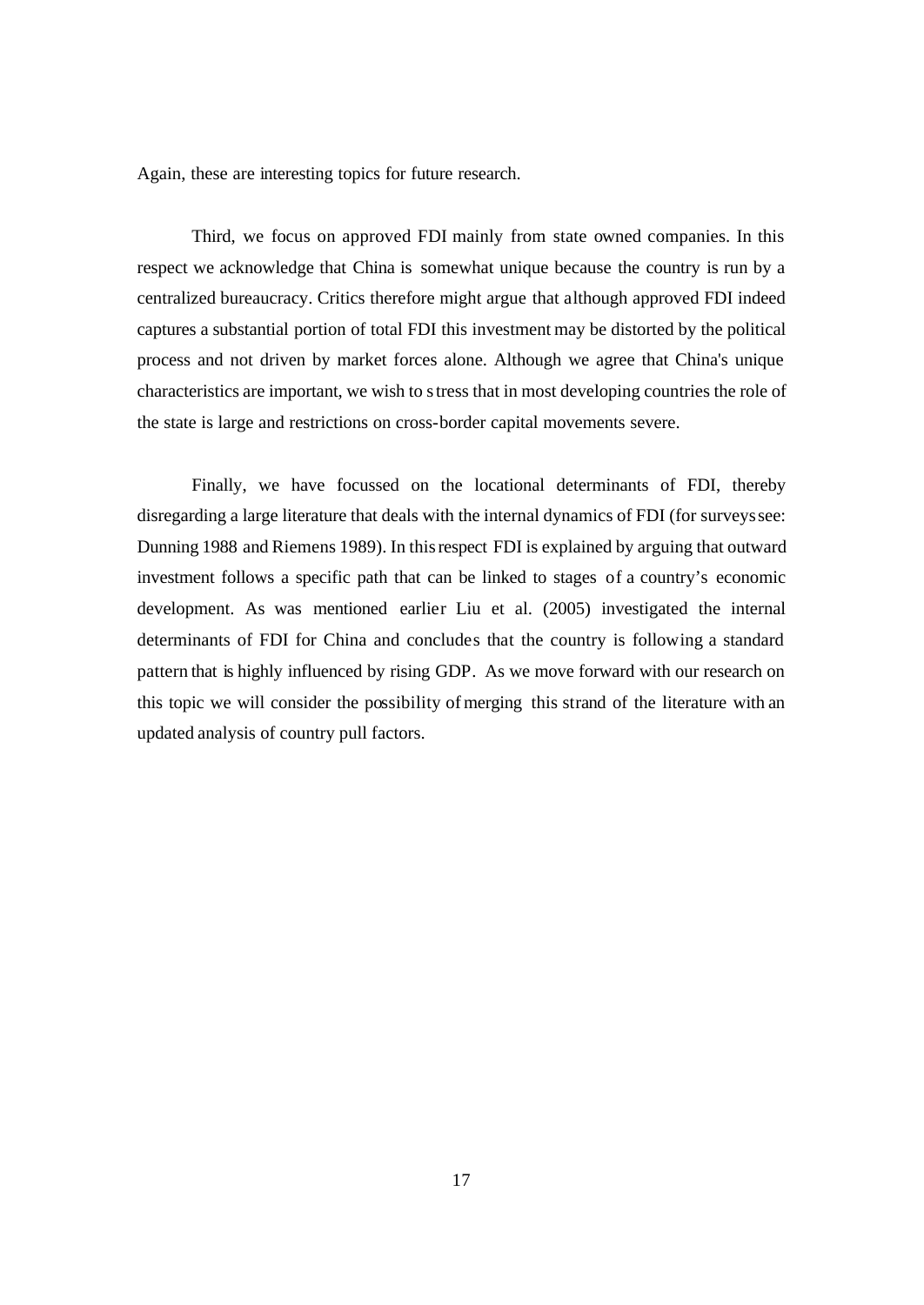Again, these are interesting topics for future research.

Third, we focus on approved FDI mainly from state owned companies. In this respect we acknowledge that China is somewhat unique because the country is run by a centralized bureaucracy. Critics therefore might argue that although approved FDI indeed captures a substantial portion of total FDI this investment may be distorted by the political process and not driven by market forces alone. Although we agree that China's unique characteristics are important, we wish to stress that in most developing countries the role of the state is large and restrictions on cross-border capital movements severe.

Finally, we have focussed on the locational determinants of FDI, thereby disregarding a large literature that deals with the internal dynamics of FDI (for surveys see: Dunning 1988 and Riemens 1989). In this respect FDI is explained by arguing that outward investment follows a specific path that can be linked to stages of a country's economic development. As was mentioned earlier Liu et al. (2005) investigated the internal determinants of FDI for China and concludes that the country is following a standard pattern that is highly influenced by rising GDP. As we move forward with our research on this topic we will consider the possibility of merging this strand of the literature with an updated analysis of country pull factors.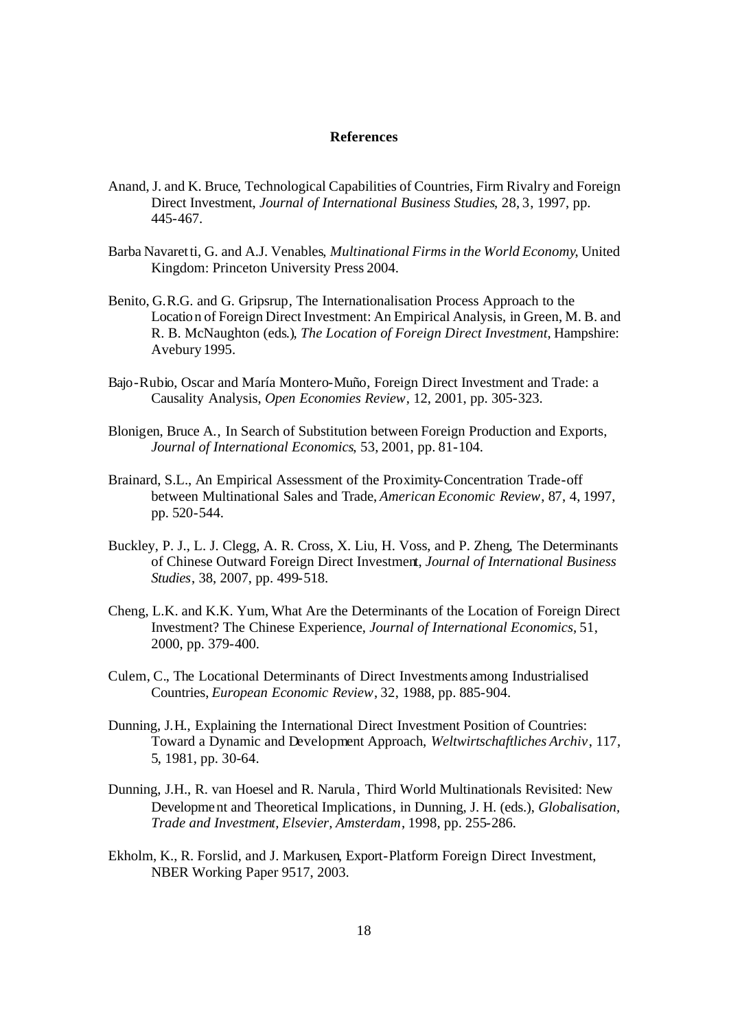## References

Anand, J. and K. Bruce, Technological Capabilities of Countries, Firm Rivalry and Foreign Direct Investment, *Journal of International Business Studies*, 28, 3, 1997, pp. 445-467.

Barba Navaretti, G. and A.J. Venables, *Multinational Firms in the World Economy*, United Kingdom: Princeton University Press 2004.

Benito, G.R.G. and G. Gripsrup, The Internationalisation Process Approach to the Location of Foreign Direct Investment: An Empirical Analysis, in Green, M. B. and R. B. McNaughton (eds.), *The Location of Foreign Direct Investment*, Hampshire: Avebury 1995.

Bajo-Rubio, Oscar and María Montero-Muño, Foreign Direct Investment and Trade: a Causality Analysis, *Open Economies Review*, 12, 2001, pp. 305-323.

Blonigen, Bruce A., In Search of Substitution between Foreign Production and Exports, *Journal of International Economics*, 53, 2001, pp. 81-104.

Brainard, S.L., An Empirical Assessment of the Proximity-Concentration Trade-off between Multinational Sales and Trade, *American Economic Review*, 87, 4, 1997, pp. 520-544.

Buckley, P. J., L. J. Clegg, A. R. Cross, X. Liu, H. Voss, and P. Zheng, The Determinants of Chinese Outward Foreign Direct Investment, *Journal of International Business Studies*, 38, 2007, pp. 499-518.

Cheng, L.K. and K.K. Yum, What Are the Determinants of the Location of Foreign Direct Investment? The Chinese Experience, *Journal of International Economics*, 51, 2000, pp. 379-400.

Culem, C., The Locational Determinants of Direct Investments among Industrialised Countries, *European Economic Review*, 32, 1988, pp. 885-904.

Dunning, J.H., Explaining the International Direct Investment Position of Countries: Toward a Dynamic and Development Approach, *Weltwirtschaftliches Archiv*, 117, 5, 1981, pp. 30-64.

Dunning, J.H., R. van Hoesel and R. Narula, Third World Multinationals Revisited: New Development and Theoretical Implications, in Dunning, J. H. (eds.), *Globalisation, Trade and Investment, Elsevier, Amsterdam*, 1998, pp. 255-286.

Ekholm, K., R. Forslid, and J. Markusen, Export-Platform Foreign Direct Investment, NBER Working Paper 9517, 2003.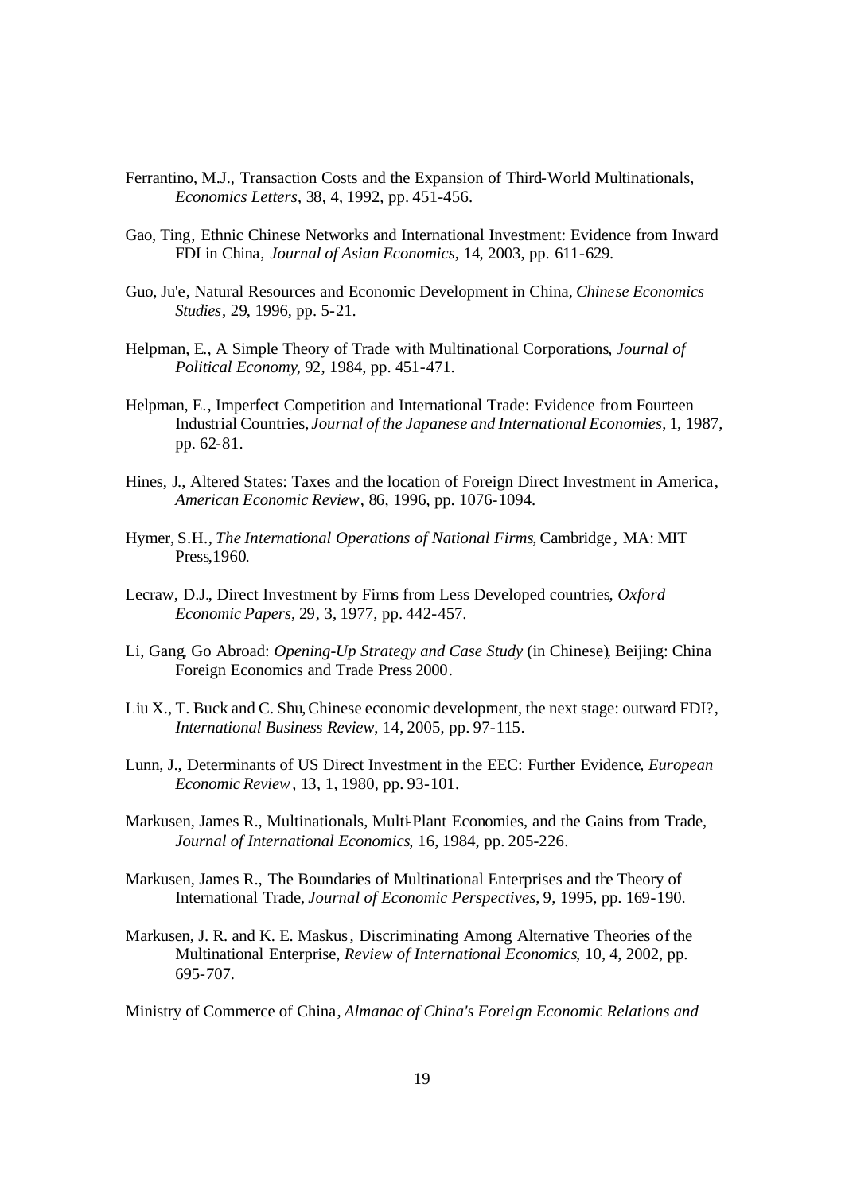Ferrantino, M.J., Transaction Costs and the Expansion of Third-World Multinationals, *Economics Letters*, 38, 4, 1992, pp. 451-456.

Gao, Ting, Ethnic Chinese Networks and International Investment: Evidence from Inward FDI in China, *Journal of Asian Economics*, 14, 2003, pp. 611-629.

Guo, Ju'e, Natural Resources and Economic Development in China, *Chinese Economics Studies*, 29, 1996, pp. 5-21.

Helpman, E., A Simple Theory of Trade with Multinational Corporations, *Journal of Political Economy*, 92, 1984, pp. 451-471.

Helpman, E., Imperfect Competition and International Trade: Evidence from Fourteen Industrial Countries, *Journal of the Japanese and International Economies*, 1, 1987, pp. 62-81.

Hines, J., Altered States: Taxes and the location of Foreign Direct Investment in America, *American Economic Review*, 86, 1996, pp. 1076-1094.

Hymer, S.H., *The International Operations of National Firms*, Cambridge, MA: MIT Press,1960.

Lecraw, D.J., Direct Investment by Firms from Less Developed countries, *Oxford Economic Papers*, 29, 3, 1977, pp. 442-457.

Li, Gang, Go Abroad: *Opening-Up Strategy and Case Study* (in Chinese), Beijing: China Foreign Economics and Trade Press 2000.

Liu X., T. Buck and C. Shu, Chinese economic development, the next stage: outward FDI?, *International Business Review*, 14, 2005, pp. 97-115.

Lunn, J., Determinants of US Direct Investment in the EEC: Further Evidence, *European Economic Review*, 13, 1, 1980, pp. 93-101.

Markusen, James R., Multinationals, Multi-Plant Economies, and the Gains from Trade, *Journal of International Economics*, 16, 1984, pp. 205-226.

Markusen, James R., The Boundaries of Multinational Enterprises and the Theory of International Trade, *Journal of Economic Perspectives*, 9, 1995, pp. 169-190.

Markusen, J. R. and K. E. Maskus, Discriminating Among Alternative Theories of the Multinational Enterprise, *Review of International Economics*, 10, 4, 2002, pp. 695-707.

Ministry of Commerce of China, *Almanac of China's Foreign Economic Relations and*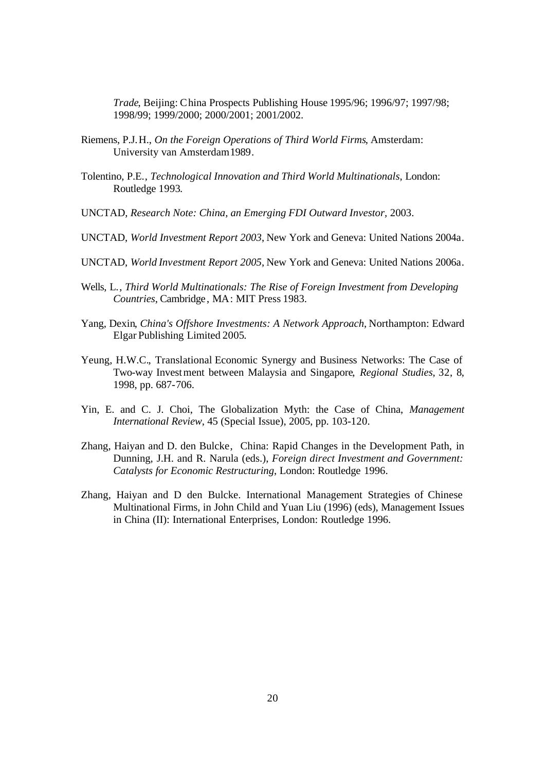*Trade*, Beijing: China Prospects Publishing House 1995/96; 1996/97; 1997/98; 1998/99; 1999/2000; 2000/2001; 2001/2002.

Riemens, P.J.H., *On the Foreign Operations of Third World Firms*, Amsterdam: University van Amsterdam 1989.

Tolentino, P.E., *Technological Innovation and Third World Multinationals*, London: Routledge 1993.

UNCTAD, *Research Note: China, an Emerging FDI Outward Investor,* 2003.

UNCTAD, *World Investment Report 2003*, New York and Geneva: United Nations 2004a.

UNCTAD, *World Investment Report 2005*, New York and Geneva: United Nations 2006a.

Wells, L., *Third World Multinationals: The Rise of Foreign Investment from Developing Countries*, Cambridge, MA: MIT Press 1983.

Yang, Dexin, *China's Offshore Investments: A Network Approach*, Northampton: Edward Elgar Publishing Limited 2005.

Yeung, H.W.C., Translational Economic Synergy and Business Networks: The Case of Two-way Investment between Malaysia and Singapore, *Regional Studies*, 32, 8, 1998, pp. 687-706.

Yin, E. and C. J. Choi, The Globalization Myth: the Case of China, *Management International Review*, 45 (Special Issue), 2005, pp. 103-120.

Zhang, Haiyan and D. den Bulcke, China: Rapid Changes in the Development Path, in Dunning, J.H. and R. Narula (eds.), *Foreign direct Investment and Government: Catalysts for Economic Restructuring*, London: Routledge 1996.

Zhang, Haiyan and D den Bulcke. International Management Strategies of Chinese Multinational Firms, in John Child and Yuan Liu (1996) (eds), Management Issues in China (II): International Enterprises, London: Routledge 1996.